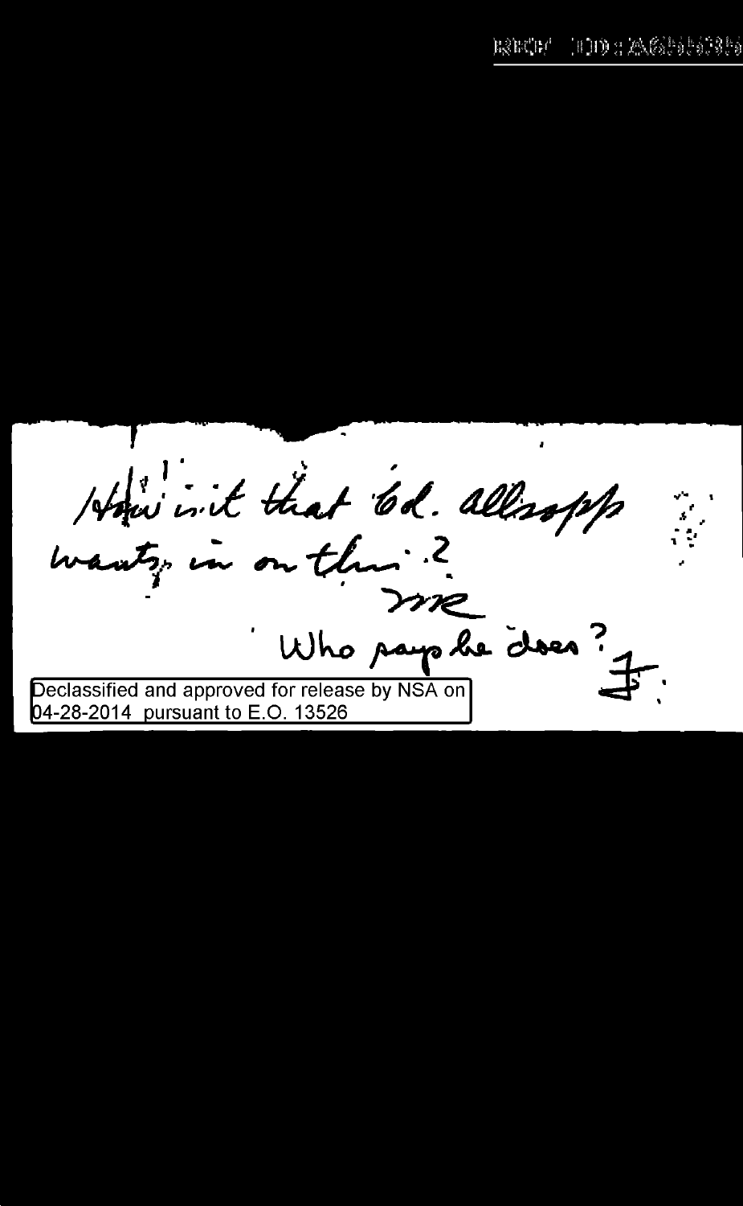How is it that Ed. Allsopp wants in on this?

MR

Who says he does? F.

Declassified and approved for release by NSA on 04-28-2014 pursuant to E.O. 13526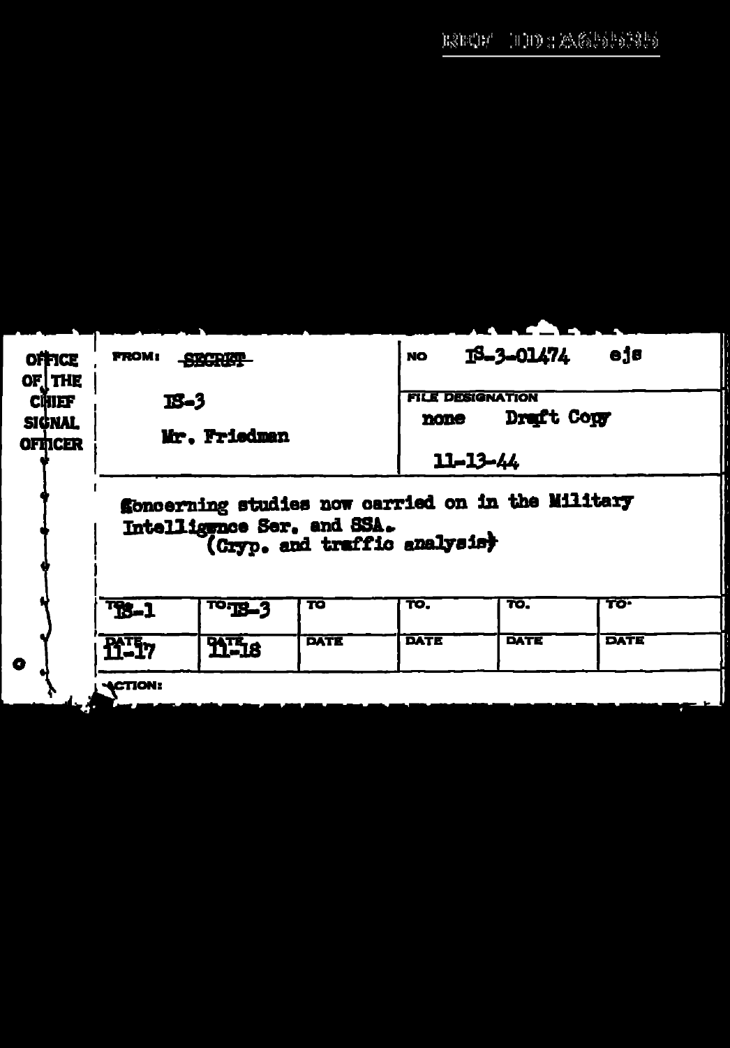| OFFICE OF THE CHIEF SIGNAL OFFICER | FROM: ~~SECRET~~ | NO IS-3-01474 ejs |
|---|---|---|
| | IS-3 | FILE DESIGNATION |
| | Mr. Friedman | none Draft Copy |
| | | 11-13-44 |

Concerning studies now carried on in the Military Intelligence Ser. and SSA. (Cryp. and traffic analysis)

| TO | TO | TO | TO. | TO. | TO. |
|---|---|---|---|---|---|
| IS-1 | IS-3 | | | | |
| DATE 11-17 | DATE 11-18 | DATE | DATE | DATE | DATE |

ACTION: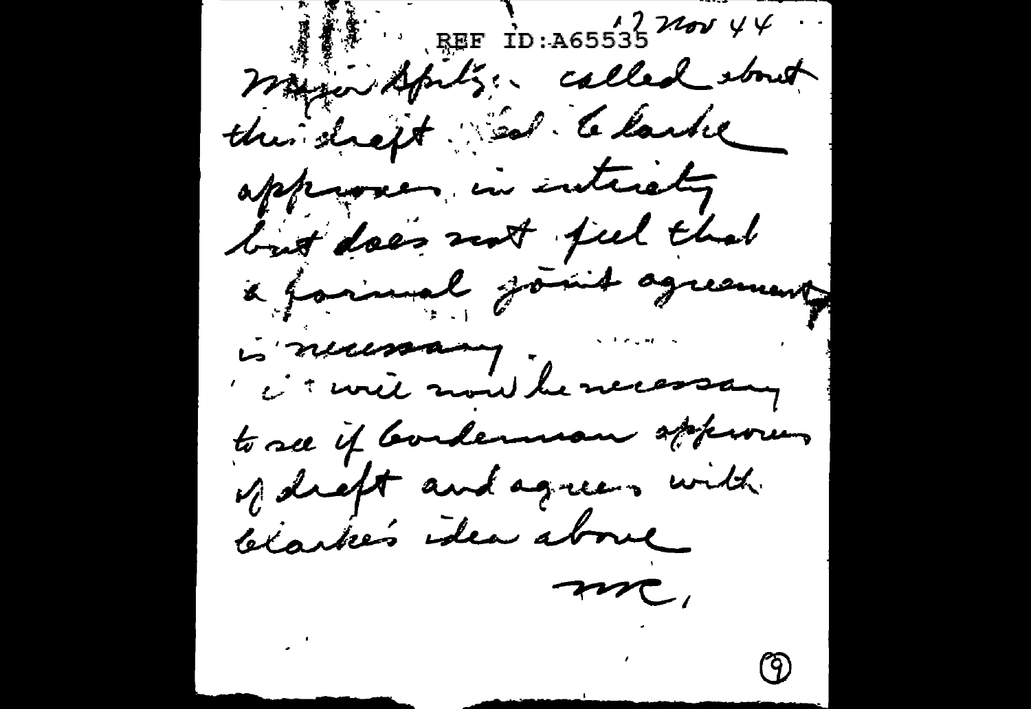12 Nov 44

Major Spitz: called about the draft — Col. Clarke approves in entirety but does not feel that a formal joint agreement is necessary.

It will now be necessary to see if Bonderman approves of draft and agrees with Clarke's idea above

MC.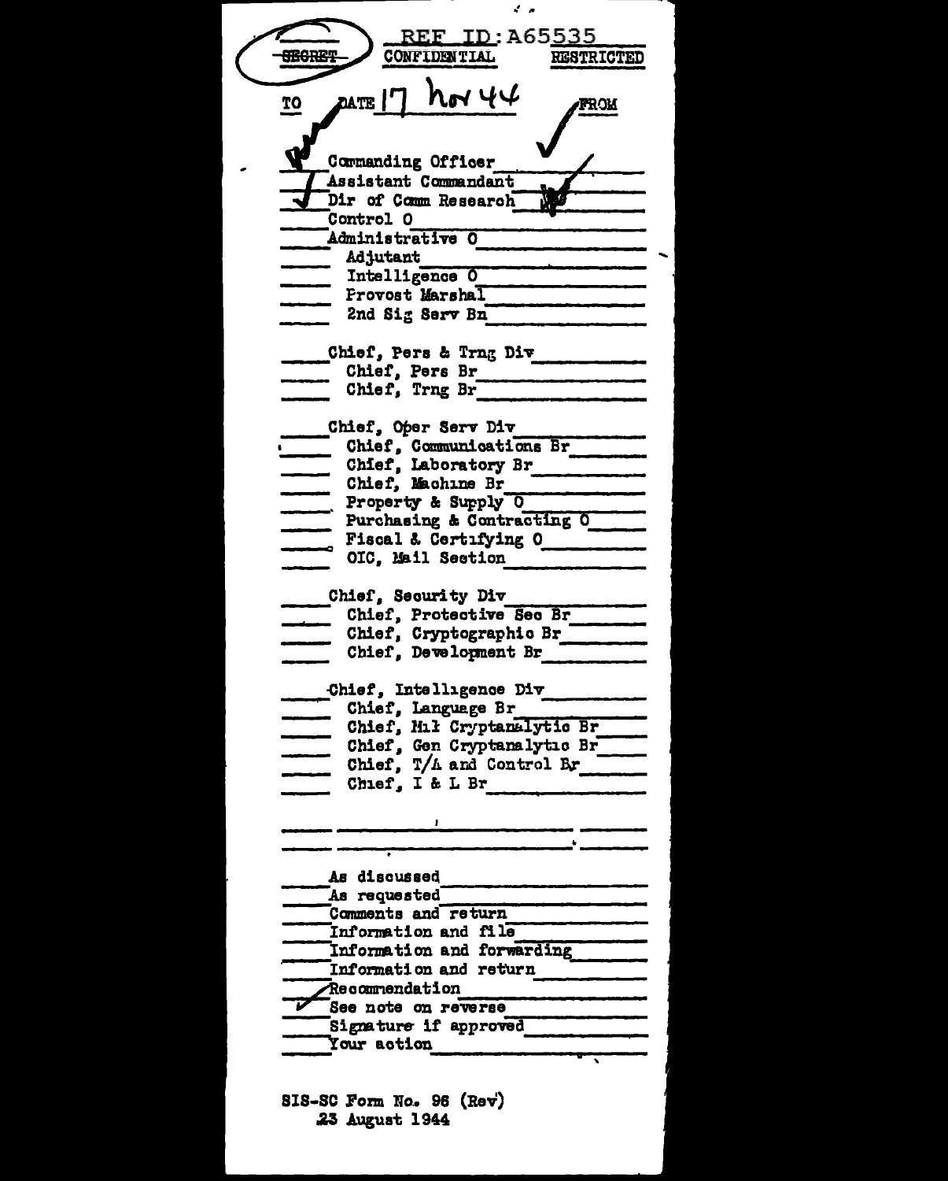REF ID:A65535

~~SECRET~~ CONFIDENTIAL RESTRICTED

TO DATE 17 Nov 44 FROM

| TO | | FROM |
|---|---|---|
| ✓ | Commanding Officer | ✓ |
| ✓ | Assistant Commandant | ✓ |
| ✓ | Dir of Comm Research | |
| | Control O | |
| | Administrative O | |
| | Adjutant | |
| | Intelligence O | |
| | Provost Marshal | |
| | 2nd Sig Serv Bn | |
| | Chief, Pers & Trng Div | |
| | Chief, Pers Br | |
| | Chief, Trng Br | |
| | Chief, Oper Serv Div | |
| | Chief, Communications Br | |
| | Chief, Laboratory Br | |
| | Chief, Machine Br | |
| | Property & Supply O | |
| | Purchasing & Contracting O | |
| | Fiscal & Certifying O | |
| | OIC, Mail Section | |
| | Chief, Security Div | |
| | Chief, Protective Sec Br | |
| | Chief, Cryptographic Br | |
| | Chief, Development Br | |
| | Chief, Intelligence Div | |
| | Chief, Language Br | |
| | Chief, Mil Cryptanalytic Br | |
| | Chief, Gen Cryptanalytic Br | |
| | Chief, T/A and Control Br | |
| | Chief, I & L Br | |
| | | |
| | | |

| | |
|---|---|
| | As discussed |
| | As requested |
| | Comments and return |
| | Information and file |
| | Information and forwarding |
| | Information and return |
| | Recommendation |
| ✓ | See note on reverse |
| | Signature if approved |
| | Your action |

SIS-SC Form No. 96 (Rev)
23 August 1944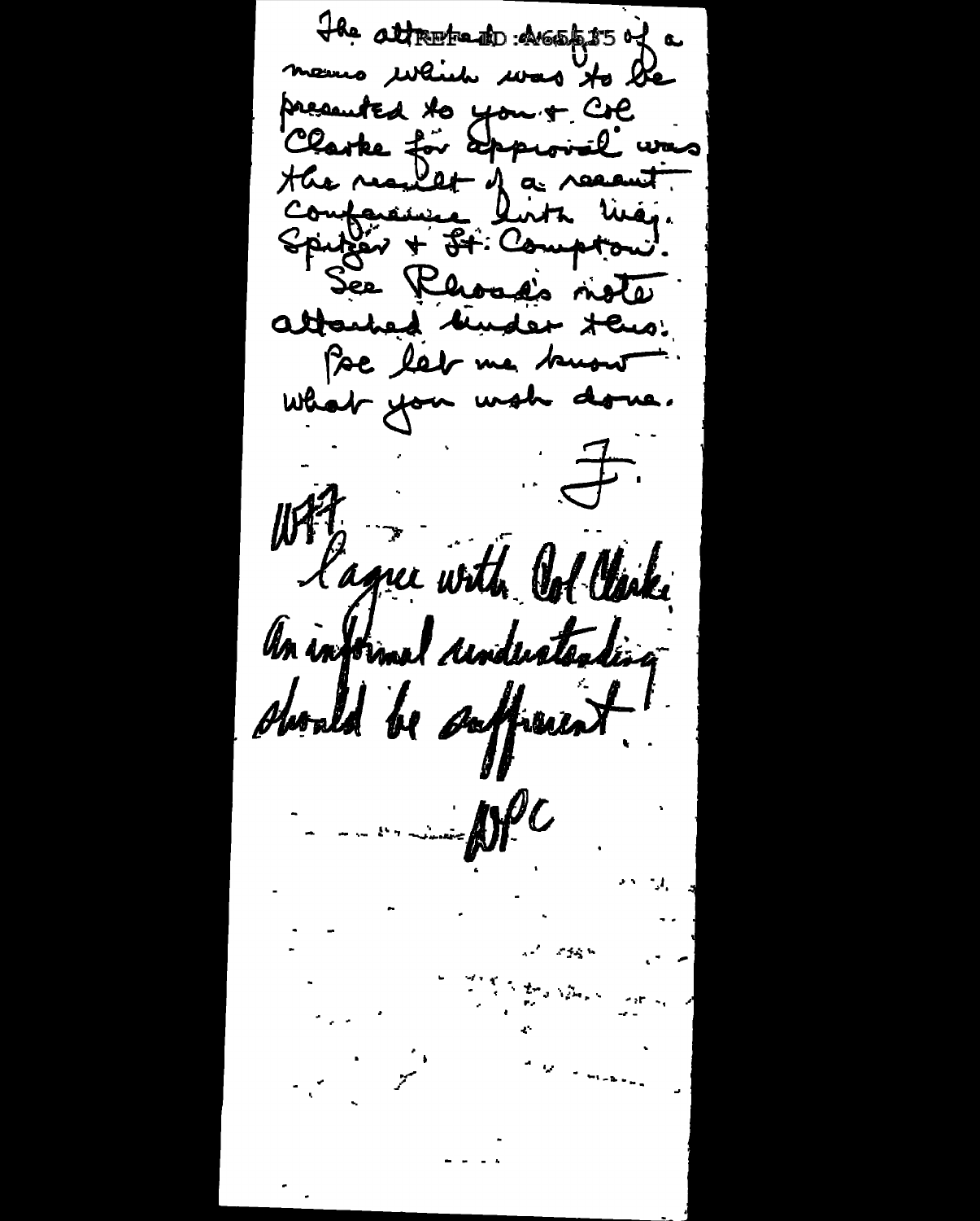The attached draft of a memo which was to be presented to you & Col Clarke for approval was the result of a recent conference with Maj. Spitzer & Lt. Compton. See Rhoads's note attached under this. Pse let me know what you wish done.

F.

WFF

I agree with Col Clarke. An informal understanding should be sufficient.

WPC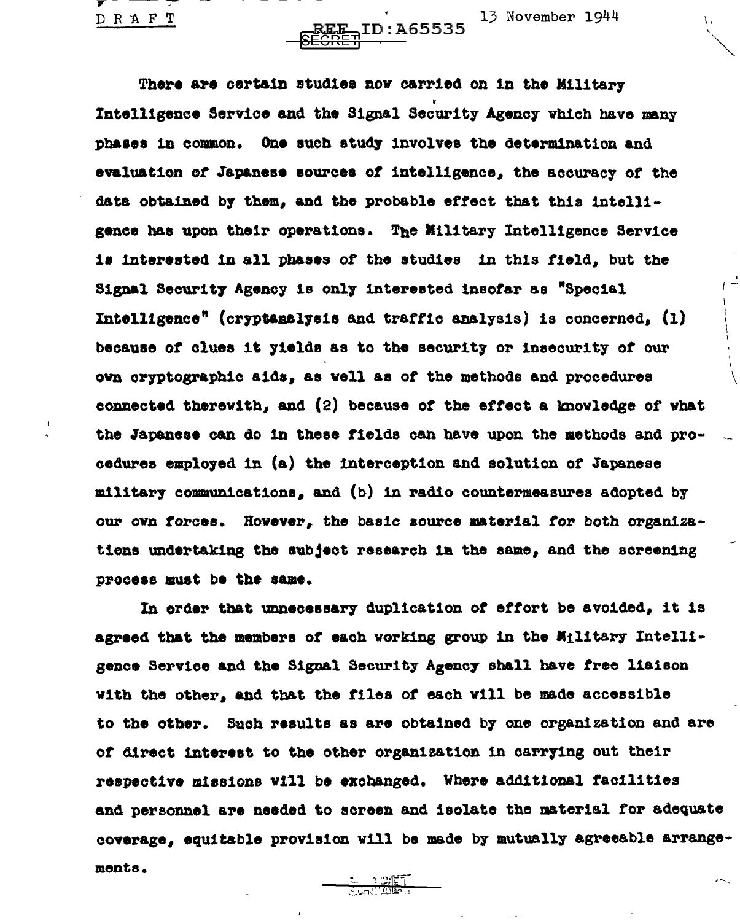DRAFT 13 November 1944

REF ID:A65535

SECRET

There are certain studies now carried on in the Military Intelligence Service and the Signal Security Agency which have many phases in common. One such study involves the determination and evaluation of Japanese sources of intelligence, the accuracy of the data obtained by them, and the probable effect that this intelligence has upon their operations. The Military Intelligence Service is interested in all phases of the studies in this field, but the Signal Security Agency is only interested insofar as "Special Intelligence" (cryptanalysis and traffic analysis) is concerned, (1) because of clues it yields as to the security or insecurity of our own cryptographic aids, as well as of the methods and procedures connected therewith, and (2) because of the effect a knowledge of what the Japanese can do in these fields can have upon the methods and procedures employed in (a) the interception and solution of Japanese military communications, and (b) in radio countermeasures adopted by our own forces. However, the basic source material for both organizations undertaking the subject research is the same, and the screening process must be the same.

In order that unnecessary duplication of effort be avoided, it is agreed that the members of each working group in the Military Intelligence Service and the Signal Security Agency shall have free liaison with the other, and that the files of each will be made accessible to the other. Such results as are obtained by one organization and are of direct interest to the other organization in carrying out their respective missions will be exchanged. Where additional facilities and personnel are needed to screen and isolate the material for adequate coverage, equitable provision will be made by mutually agreeable arrangements.

SECRET